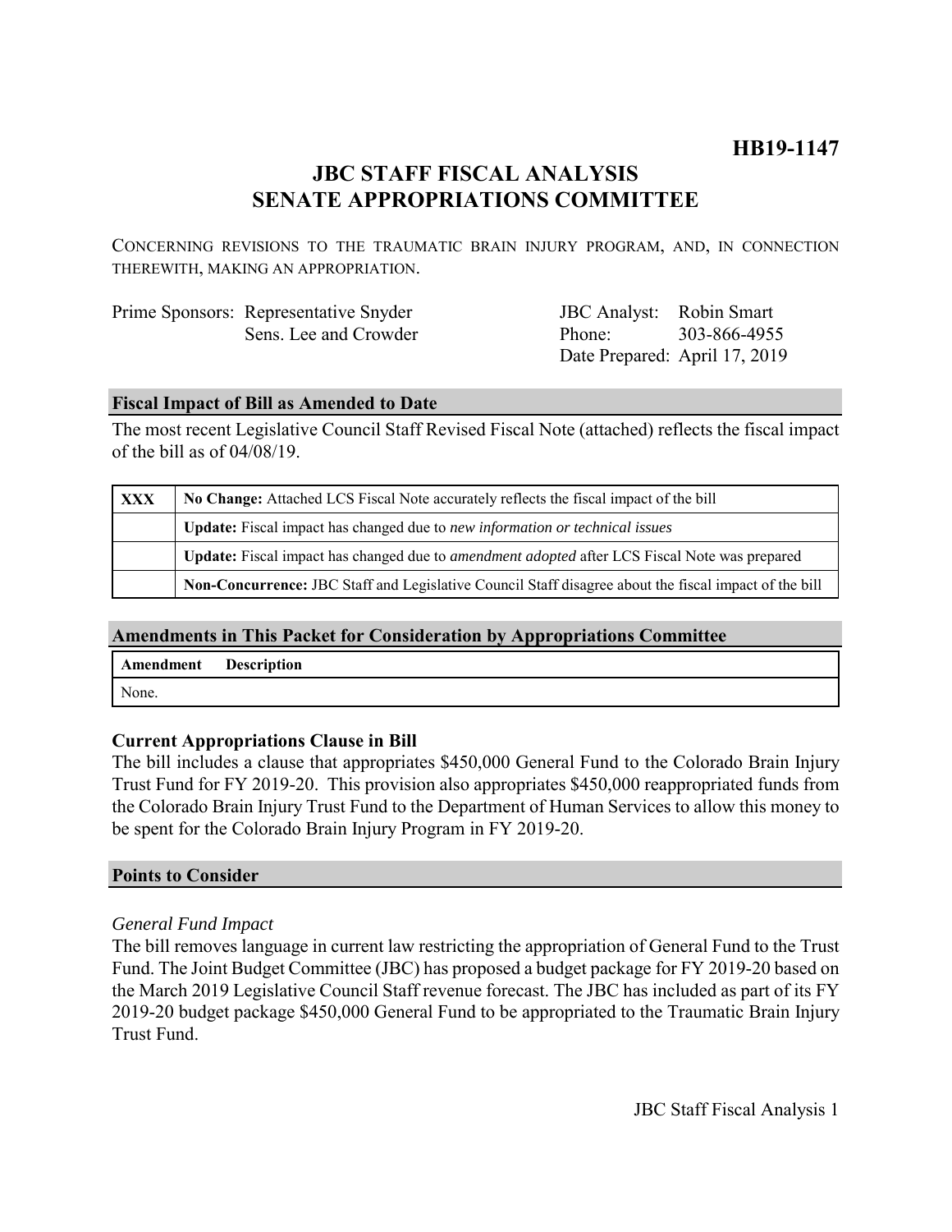**HB19-1147**

# JBC STAFF FISCAL ANALYSIS
# SENATE APPROPRIATIONS COMMITTEE

CONCERNING REVISIONS TO THE TRAUMATIC BRAIN INJURY PROGRAM, AND, IN CONNECTION THEREWITH, MAKING AN APPROPRIATION.

| | | | |
|---|---|---|---|
| Prime Sponsors: | Representative Snyder<br>Sens. Lee and Crowder | JBC Analyst:<br>Phone:<br>Date Prepared: | Robin Smart<br>303-866-4955<br>April 17, 2019 |

## Fiscal Impact of Bill as Amended to Date

The most recent Legislative Council Staff Revised Fiscal Note (attached) reflects the fiscal impact of the bill as of 04/08/19.

| | |
|---|---|
| **XXX** | **No Change:** Attached LCS Fiscal Note accurately reflects the fiscal impact of the bill |
| | **Update:** Fiscal impact has changed due to *new information or technical issues* |
| | **Update:** Fiscal impact has changed due to *amendment adopted* after LCS Fiscal Note was prepared |
| | **Non-Concurrence:** JBC Staff and Legislative Council Staff disagree about the fiscal impact of the bill |

## Amendments in This Packet for Consideration by Appropriations Committee

| Amendment | Description |
|---|---|
| None. | |

### Current Appropriations Clause in Bill

The bill includes a clause that appropriates $450,000 General Fund to the Colorado Brain Injury Trust Fund for FY 2019-20. This provision also appropriates $450,000 reappropriated funds from the Colorado Brain Injury Trust Fund to the Department of Human Services to allow this money to be spent for the Colorado Brain Injury Program in FY 2019-20.

## Points to Consider

*General Fund Impact*

The bill removes language in current law restricting the appropriation of General Fund to the Trust Fund. The Joint Budget Committee (JBC) has proposed a budget package for FY 2019-20 based on the March 2019 Legislative Council Staff revenue forecast. The JBC has included as part of its FY 2019-20 budget package $450,000 General Fund to be appropriated to the Traumatic Brain Injury Trust Fund.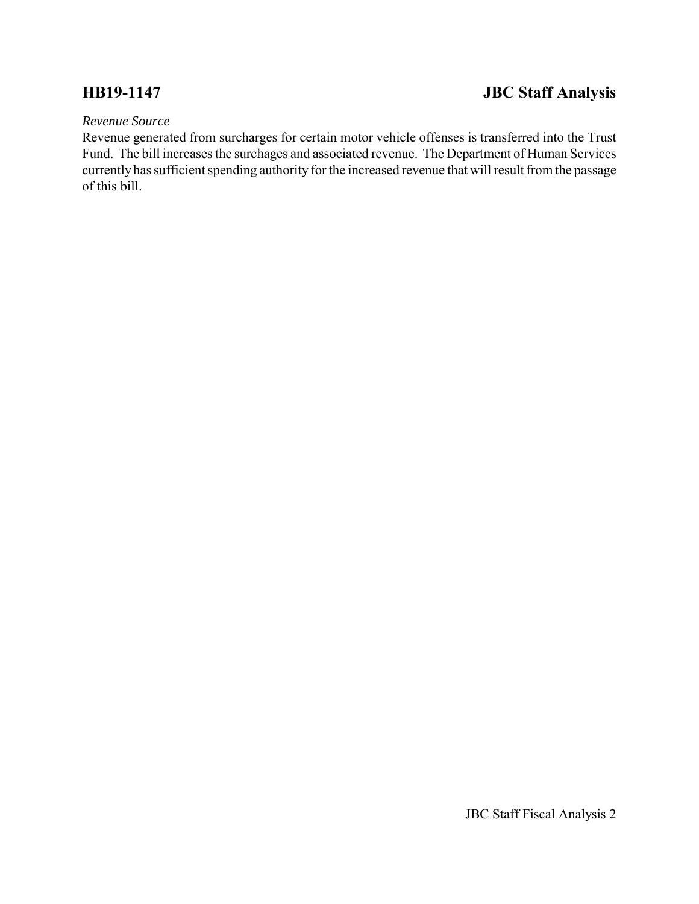*Revenue Source*

Revenue generated from surcharges for certain motor vehicle offenses is transferred into the Trust Fund. The bill increases the surchages and associated revenue. The Department of Human Services currently has sufficient spending authority for the increased revenue that will result from the passage of this bill.